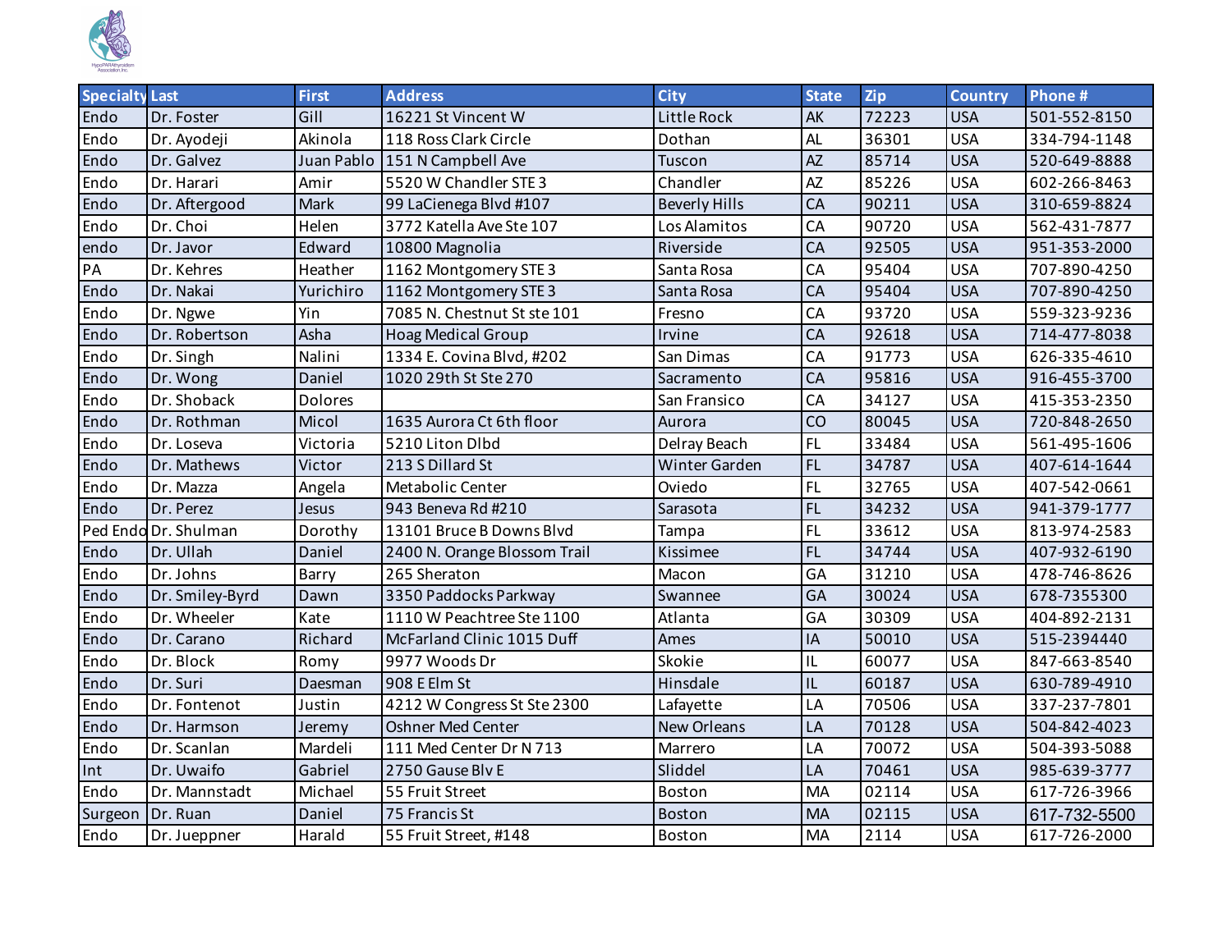| Specialty | Last | First | Address | City | State | Zip | Country | Phone # |
|---|---|---|---|---|---|---|---|---|
| Endo | Dr. Foster | Gill | 16221 St Vincent W | Little Rock | AK | 72223 | USA | 501-552-8150 |
| Endo | Dr. Ayodeji | Akinola | 118 Ross Clark Circle | Dothan | AL | 36301 | USA | 334-794-1148 |
| Endo | Dr. Galvez | Juan Pablo | 151 N Campbell Ave | Tuscon | AZ | 85714 | USA | 520-649-8888 |
| Endo | Dr. Harari | Amir | 5520 W Chandler STE 3 | Chandler | AZ | 85226 | USA | 602-266-8463 |
| Endo | Dr. Aftergood | Mark | 99 LaCienega Blvd #107 | Beverly Hills | CA | 90211 | USA | 310-659-8824 |
| Endo | Dr. Choi | Helen | 3772 Katella Ave Ste 107 | Los Alamitos | CA | 90720 | USA | 562-431-7877 |
| endo | Dr. Javor | Edward | 10800 Magnolia | Riverside | CA | 92505 | USA | 951-353-2000 |
| PA | Dr. Kehres | Heather | 1162 Montgomery STE 3 | Santa Rosa | CA | 95404 | USA | 707-890-4250 |
| Endo | Dr. Nakai | Yurichiro | 1162 Montgomery STE 3 | Santa Rosa | CA | 95404 | USA | 707-890-4250 |
| Endo | Dr. Ngwe | Yin | 7085 N. Chestnut St ste 101 | Fresno | CA | 93720 | USA | 559-323-9236 |
| Endo | Dr. Robertson | Asha | Hoag Medical Group | Irvine | CA | 92618 | USA | 714-477-8038 |
| Endo | Dr. Singh | Nalini | 1334 E. Covina Blvd, #202 | San Dimas | CA | 91773 | USA | 626-335-4610 |
| Endo | Dr. Wong | Daniel | 1020 29th St Ste 270 | Sacramento | CA | 95816 | USA | 916-455-3700 |
| Endo | Dr. Shoback | Dolores | | San Fransico | CA | 34127 | USA | 415-353-2350 |
| Endo | Dr. Rothman | Micol | 1635 Aurora Ct 6th floor | Aurora | CO | 80045 | USA | 720-848-2650 |
| Endo | Dr. Loseva | Victoria | 5210 Liton Dlbd | Delray Beach | FL | 33484 | USA | 561-495-1606 |
| Endo | Dr. Mathews | Victor | 213 S Dillard St | Winter Garden | FL | 34787 | USA | 407-614-1644 |
| Endo | Dr. Mazza | Angela | Metabolic Center | Oviedo | FL | 32765 | USA | 407-542-0661 |
| Endo | Dr. Perez | Jesus | 943 Beneva Rd #210 | Sarasota | FL | 34232 | USA | 941-379-1777 |
| Ped Endo | Dr. Shulman | Dorothy | 13101 Bruce B Downs Blvd | Tampa | FL | 33612 | USA | 813-974-2583 |
| Endo | Dr. Ullah | Daniel | 2400 N. Orange Blossom Trail | Kissimee | FL | 34744 | USA | 407-932-6190 |
| Endo | Dr. Johns | Barry | 265 Sheraton | Macon | GA | 31210 | USA | 478-746-8626 |
| Endo | Dr. Smiley-Byrd | Dawn | 3350 Paddocks Parkway | Swannee | GA | 30024 | USA | 678-7355300 |
| Endo | Dr. Wheeler | Kate | 1110 W Peachtree Ste 1100 | Atlanta | GA | 30309 | USA | 404-892-2131 |
| Endo | Dr. Carano | Richard | McFarland Clinic 1015 Duff | Ames | IA | 50010 | USA | 515-2394440 |
| Endo | Dr. Block | Romy | 9977 Woods Dr | Skokie | IL | 60077 | USA | 847-663-8540 |
| Endo | Dr. Suri | Daesman | 908 E Elm St | Hinsdale | IL | 60187 | USA | 630-789-4910 |
| Endo | Dr. Fontenot | Justin | 4212 W Congress St Ste 2300 | Lafayette | LA | 70506 | USA | 337-237-7801 |
| Endo | Dr. Harmson | Jeremy | Oshner Med Center | New Orleans | LA | 70128 | USA | 504-842-4023 |
| Endo | Dr. Scanlan | Mardeli | 111 Med Center Dr N 713 | Marrero | LA | 70072 | USA | 504-393-5088 |
| Int | Dr. Uwaifo | Gabriel | 2750 Gause Blv E | Sliddel | LA | 70461 | USA | 985-639-3777 |
| Endo | Dr. Mannstadt | Michael | 55 Fruit Street | Boston | MA | 02114 | USA | 617-726-3966 |
| Surgeon | Dr. Ruan | Daniel | 75 Francis St | Boston | MA | 02115 | USA | 617-732-5500 |
| Endo | Dr. Jueppner | Harald | 55 Fruit Street, #148 | Boston | MA | 2114 | USA | 617-726-2000 |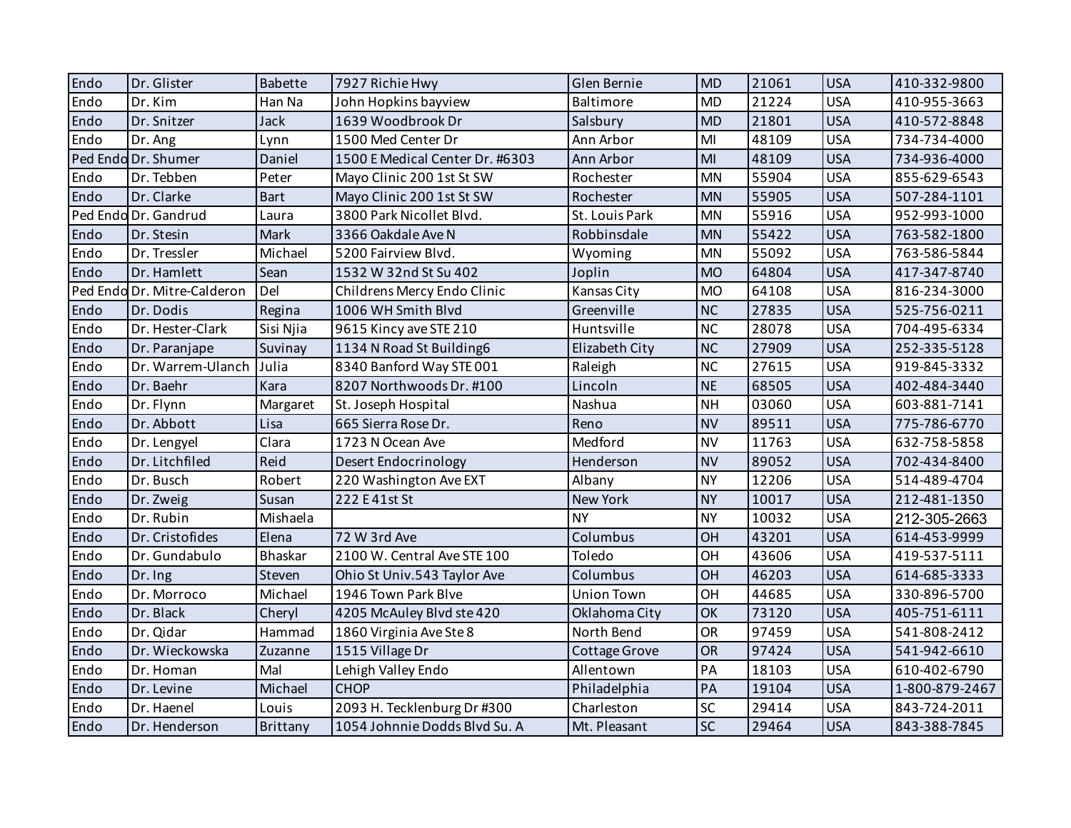| | | | | | | | | |
|---|---|---|---|---|---|---|---|---|
| Endo | Dr. Glister | Babette | 7927 Richie Hwy | Glen Bernie | MD | 21061 | USA | 410-332-9800 |
| Endo | Dr. Kim | Han Na | John Hopkins bayview | Baltimore | MD | 21224 | USA | 410-955-3663 |
| Endo | Dr. Snitzer | Jack | 1639 Woodbrook Dr | Salsbury | MD | 21801 | USA | 410-572-8848 |
| Endo | Dr. Ang | Lynn | 1500 Med Center Dr | Ann Arbor | MI | 48109 | USA | 734-734-4000 |
| Ped Endo | Dr. Shumer | Daniel | 1500 E Medical Center Dr. #6303 | Ann Arbor | MI | 48109 | USA | 734-936-4000 |
| Endo | Dr. Tebben | Peter | Mayo Clinic 200 1st St SW | Rochester | MN | 55904 | USA | 855-629-6543 |
| Endo | Dr. Clarke | Bart | Mayo Clinic 200 1st St SW | Rochester | MN | 55905 | USA | 507-284-1101 |
| Ped Endo | Dr. Gandrud | Laura | 3800 Park Nicollet Blvd. | St. Louis Park | MN | 55916 | USA | 952-993-1000 |
| Endo | Dr. Stesin | Mark | 3366 Oakdale Ave N | Robbinsdale | MN | 55422 | USA | 763-582-1800 |
| Endo | Dr. Tressler | Michael | 5200 Fairview Blvd. | Wyoming | MN | 55092 | USA | 763-586-5844 |
| Endo | Dr. Hamlett | Sean | 1532 W 32nd St Su 402 | Joplin | MO | 64804 | USA | 417-347-8740 |
| Ped Endo | Dr. Mitre-Calderon | Del | Childrens Mercy Endo Clinic | Kansas City | MO | 64108 | USA | 816-234-3000 |
| Endo | Dr. Dodis | Regina | 1006 WH Smith Blvd | Greenville | NC | 27835 | USA | 525-756-0211 |
| Endo | Dr. Hester-Clark | Sisi Njia | 9615 Kincy ave STE 210 | Huntsville | NC | 28078 | USA | 704-495-6334 |
| Endo | Dr. Paranjape | Suvinay | 1134 N Road St Building6 | Elizabeth City | NC | 27909 | USA | 252-335-5128 |
| Endo | Dr. Warrem-Ulanch | Julia | 8340 Banford Way STE 001 | Raleigh | NC | 27615 | USA | 919-845-3332 |
| Endo | Dr. Baehr | Kara | 8207 Northwoods Dr. #100 | Lincoln | NE | 68505 | USA | 402-484-3440 |
| Endo | Dr. Flynn | Margaret | St. Joseph Hospital | Nashua | NH | 03060 | USA | 603-881-7141 |
| Endo | Dr. Abbott | Lisa | 665 Sierra Rose Dr. | Reno | NV | 89511 | USA | 775-786-6770 |
| Endo | Dr. Lengyel | Clara | 1723 N Ocean Ave | Medford | NV | 11763 | USA | 632-758-5858 |
| Endo | Dr. Litchfiled | Reid | Desert Endocrinology | Henderson | NV | 89052 | USA | 702-434-8400 |
| Endo | Dr. Busch | Robert | 220 Washington Ave EXT | Albany | NY | 12206 | USA | 514-489-4704 |
| Endo | Dr. Zweig | Susan | 222 E 41st St | New York | NY | 10017 | USA | 212-481-1350 |
| Endo | Dr. Rubin | Mishaela | | NY | NY | 10032 | USA | 212-305-2663 |
| Endo | Dr. Cristofides | Elena | 72 W 3rd Ave | Columbus | OH | 43201 | USA | 614-453-9999 |
| Endo | Dr. Gundabulo | Bhaskar | 2100 W. Central Ave STE 100 | Toledo | OH | 43606 | USA | 419-537-5111 |
| Endo | Dr. Ing | Steven | Ohio St Univ.543 Taylor Ave | Columbus | OH | 46203 | USA | 614-685-3333 |
| Endo | Dr. Morroco | Michael | 1946 Town Park Blve | Union Town | OH | 44685 | USA | 330-896-5700 |
| Endo | Dr. Black | Cheryl | 4205 McAuley Blvd ste 420 | Oklahoma City | OK | 73120 | USA | 405-751-6111 |
| Endo | Dr. Qidar | Hammad | 1860 Virginia Ave Ste 8 | North Bend | OR | 97459 | USA | 541-808-2412 |
| Endo | Dr. Wieckowska | Zuzanne | 1515 Village Dr | Cottage Grove | OR | 97424 | USA | 541-942-6610 |
| Endo | Dr. Homan | Mal | Lehigh Valley Endo | Allentown | PA | 18103 | USA | 610-402-6790 |
| Endo | Dr. Levine | Michael | CHOP | Philadelphia | PA | 19104 | USA | 1-800-879-2467 |
| Endo | Dr. Haenel | Louis | 2093 H. Tecklenburg Dr #300 | Charleston | SC | 29414 | USA | 843-724-2011 |
| Endo | Dr. Henderson | Brittany | 1054 Johnnie Dodds Blvd Su. A | Mt. Pleasant | SC | 29464 | USA | 843-388-7845 |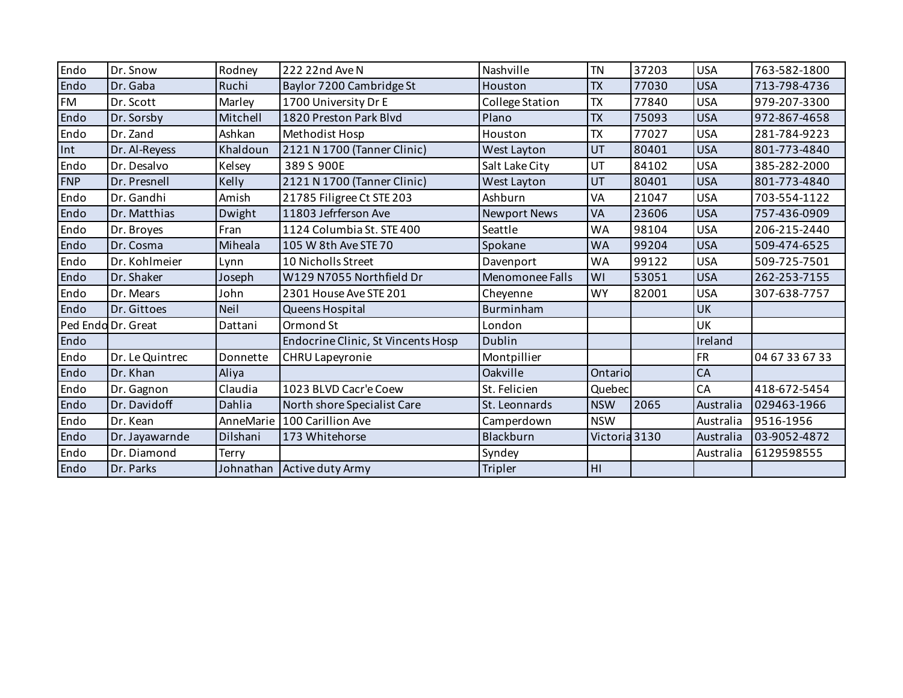| | | | | | | | | |
|---|---|---|---|---|---|---|---|---|
| Endo | Dr. Snow | Rodney | 222 22nd Ave N | Nashville | TN | 37203 | USA | 763-582-1800 |
| Endo | Dr. Gaba | Ruchi | Baylor 7200 Cambridge St | Houston | TX | 77030 | USA | 713-798-4736 |
| FM | Dr. Scott | Marley | 1700 University Dr E | College Station | TX | 77840 | USA | 979-207-3300 |
| Endo | Dr. Sorsby | Mitchell | 1820 Preston Park Blvd | Plano | TX | 75093 | USA | 972-867-4658 |
| Endo | Dr. Zand | Ashkan | Methodist Hosp | Houston | TX | 77027 | USA | 281-784-9223 |
| Int | Dr. Al-Reyess | Khaldoun | 2121 N 1700 (Tanner Clinic) | West Layton | UT | 80401 | USA | 801-773-4840 |
| Endo | Dr. Desalvo | Kelsey | 389 S 900E | Salt Lake City | UT | 84102 | USA | 385-282-2000 |
| FNP | Dr. Presnell | Kelly | 2121 N 1700 (Tanner Clinic) | West Layton | UT | 80401 | USA | 801-773-4840 |
| Endo | Dr. Gandhi | Amish | 21785 Filigree Ct STE 203 | Ashburn | VA | 21047 | USA | 703-554-1122 |
| Endo | Dr. Matthias | Dwight | 11803 Jefrferson Ave | Newport News | VA | 23606 | USA | 757-436-0909 |
| Endo | Dr. Broyes | Fran | 1124 Columbia St. STE 400 | Seattle | WA | 98104 | USA | 206-215-2440 |
| Endo | Dr. Cosma | Miheala | 105 W 8th Ave STE 70 | Spokane | WA | 99204 | USA | 509-474-6525 |
| Endo | Dr. Kohlmeier | Lynn | 10 Nicholls Street | Davenport | WA | 99122 | USA | 509-725-7501 |
| Endo | Dr. Shaker | Joseph | W129 N7055 Northfield Dr | Menomonee Falls | WI | 53051 | USA | 262-253-7155 |
| Endo | Dr. Mears | John | 2301 House Ave STE 201 | Cheyenne | WY | 82001 | USA | 307-638-7757 |
| Endo | Dr. Gittoes | Neil | Queens Hospital | Burminham | | | UK | |
| Ped Endo | Dr. Great | Dattani | Ormond St | London | | | UK | |
| Endo | | | Endocrine Clinic, St Vincents Hosp | Dublin | | | Ireland | |
| Endo | Dr. Le Quintrec | Donnette | CHRU Lapeyronie | Montpillier | | | FR | 04 67 33 67 33 |
| Endo | Dr. Khan | Aliya | | Oakville | Ontario | | CA | |
| Endo | Dr. Gagnon | Claudia | 1023 BLVD Cacr'e Coew | St. Felicien | Quebec | | CA | 418-672-5454 |
| Endo | Dr. Davidoff | Dahlia | North shore Specialist Care | St. Leonnards | NSW | 2065 | Australia | 029463-1966 |
| Endo | Dr. Kean | AnneMarie | 100 Carillion Ave | Camperdown | NSW | | Australia | 9516-1956 |
| Endo | Dr. Jayawarnde | Dilshani | 173 Whitehorse | Blackburn | Victoria | 3130 | Australia | 03-9052-4872 |
| Endo | Dr. Diamond | Terry | | Syndey | | | Australia | 6129598555 |
| Endo | Dr. Parks | Johnathan | Active duty Army | Tripler | HI | | | |